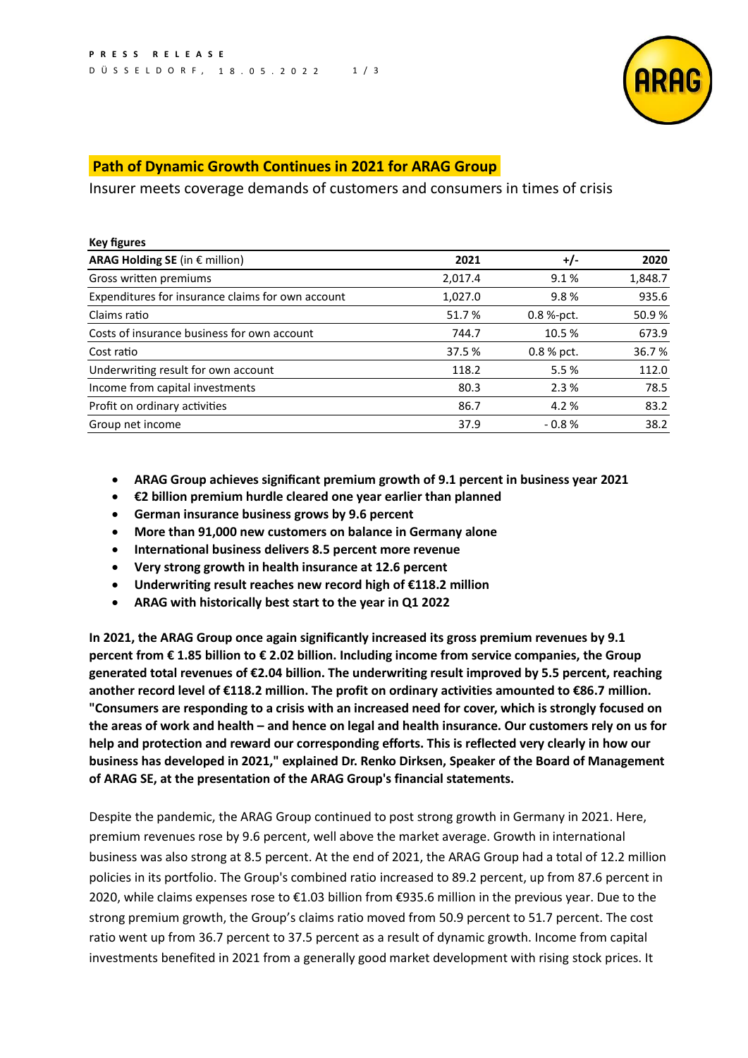PRESS RELEASE

DÜSSELDORF, 18.05.2022

## Path of Dynamic Growth Continues in 2021 for ARAG Group

Insurer meets coverage demands of customers and consumers in times of crisis

**Key figures**

| **ARAG Holding SE** (in € million) | **2021** | **+/-** | **2020** |
|---|---|---|---|
| Gross written premiums | 2,017.4 | 9.1 % | 1,848.7 |
| Expenditures for insurance claims for own account | 1,027.0 | 9.8 % | 935.6 |
| Claims ratio | 51.7 % | 0.8 %-pct. | 50.9 % |
| Costs of insurance business for own account | 744.7 | 10.5 % | 673.9 |
| Cost ratio | 37.5 % | 0.8 % pct. | 36.7 % |
| Underwriting result for own account | 118.2 | 5.5 % | 112.0 |
| Income from capital investments | 80.3 | 2.3 % | 78.5 |
| Profit on ordinary activities | 86.7 | 4.2 % | 83.2 |
| Group net income | 37.9 | - 0.8 % | 38.2 |

- **ARAG Group achieves significant premium growth of 9.1 percent in business year 2021**
- **€2 billion premium hurdle cleared one year earlier than planned**
- **German insurance business grows by 9.6 percent**
- **More than 91,000 new customers on balance in Germany alone**
- **International business delivers 8.5 percent more revenue**
- **Very strong growth in health insurance at 12.6 percent**
- **Underwriting result reaches new record high of €118.2 million**
- **ARAG with historically best start to the year in Q1 2022**

**In 2021, the ARAG Group once again significantly increased its gross premium revenues by 9.1 percent from € 1.85 billion to € 2.02 billion. Including income from service companies, the Group generated total revenues of €2.04 billion. The underwriting result improved by 5.5 percent, reaching another record level of €118.2 million. The profit on ordinary activities amounted to €86.7 million. "Consumers are responding to a crisis with an increased need for cover, which is strongly focused on the areas of work and health – and hence on legal and health insurance. Our customers rely on us for help and protection and reward our corresponding efforts. This is reflected very clearly in how our business has developed in 2021," explained Dr. Renko Dirksen, Speaker of the Board of Management of ARAG SE, at the presentation of the ARAG Group's financial statements.**

Despite the pandemic, the ARAG Group continued to post strong growth in Germany in 2021. Here, premium revenues rose by 9.6 percent, well above the market average. Growth in international business was also strong at 8.5 percent. At the end of 2021, the ARAG Group had a total of 12.2 million policies in its portfolio. The Group's combined ratio increased to 89.2 percent, up from 87.6 percent in 2020, while claims expenses rose to €1.03 billion from €935.6 million in the previous year. Due to the strong premium growth, the Group's claims ratio moved from 50.9 percent to 51.7 percent. The cost ratio went up from 36.7 percent to 37.5 percent as a result of dynamic growth. Income from capital investments benefited in 2021 from a generally good market development with rising stock prices. It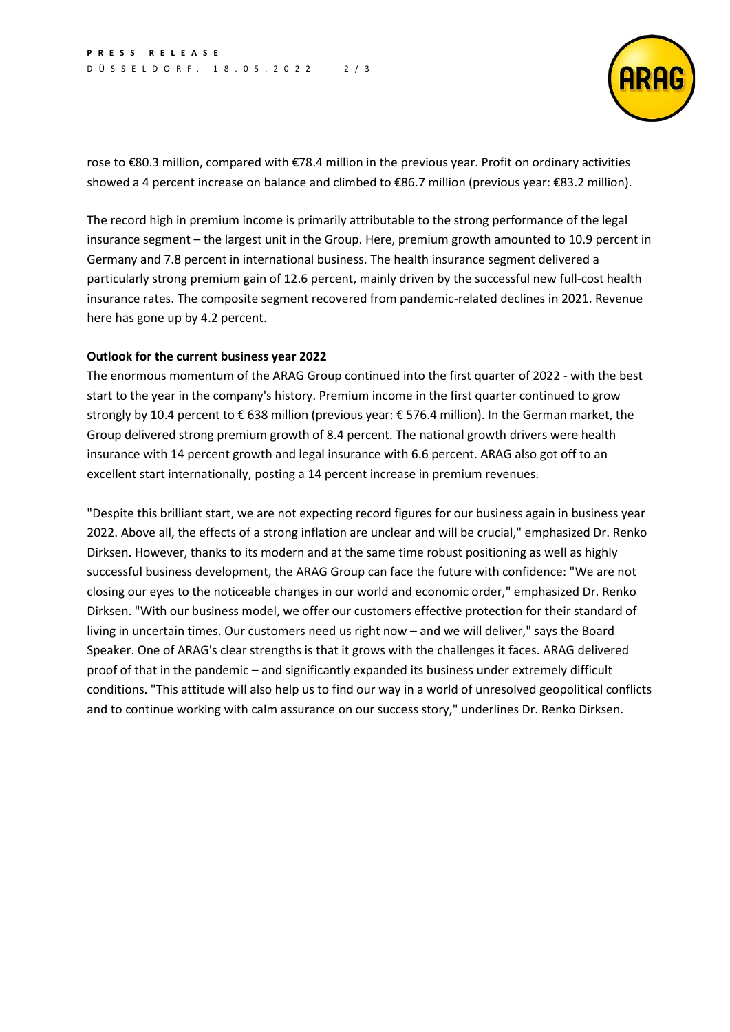rose to €80.3 million, compared with €78.4 million in the previous year. Profit on ordinary activities showed a 4 percent increase on balance and climbed to €86.7 million (previous year: €83.2 million).

The record high in premium income is primarily attributable to the strong performance of the legal insurance segment – the largest unit in the Group. Here, premium growth amounted to 10.9 percent in Germany and 7.8 percent in international business. The health insurance segment delivered a particularly strong premium gain of 12.6 percent, mainly driven by the successful new full-cost health insurance rates. The composite segment recovered from pandemic-related declines in 2021. Revenue here has gone up by 4.2 percent.

**Outlook for the current business year 2022**

The enormous momentum of the ARAG Group continued into the first quarter of 2022 - with the best start to the year in the company's history. Premium income in the first quarter continued to grow strongly by 10.4 percent to € 638 million (previous year: € 576.4 million). In the German market, the Group delivered strong premium growth of 8.4 percent. The national growth drivers were health insurance with 14 percent growth and legal insurance with 6.6 percent. ARAG also got off to an excellent start internationally, posting a 14 percent increase in premium revenues.

"Despite this brilliant start, we are not expecting record figures for our business again in business year 2022. Above all, the effects of a strong inflation are unclear and will be crucial," emphasized Dr. Renko Dirksen. However, thanks to its modern and at the same time robust positioning as well as highly successful business development, the ARAG Group can face the future with confidence: "We are not closing our eyes to the noticeable changes in our world and economic order," emphasized Dr. Renko Dirksen. "With our business model, we offer our customers effective protection for their standard of living in uncertain times. Our customers need us right now – and we will deliver," says the Board Speaker. One of ARAG's clear strengths is that it grows with the challenges it faces. ARAG delivered proof of that in the pandemic – and significantly expanded its business under extremely difficult conditions. "This attitude will also help us to find our way in a world of unresolved geopolitical conflicts and to continue working with calm assurance on our success story," underlines Dr. Renko Dirksen.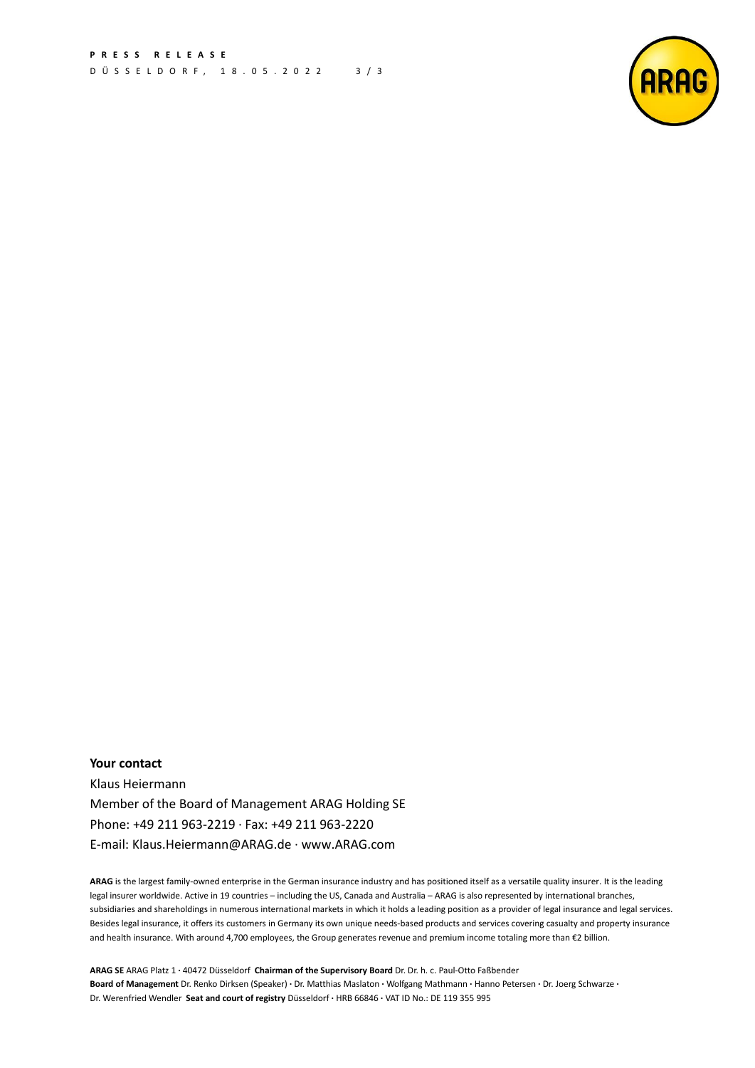**Your contact**

Klaus Heiermann
Member of the Board of Management ARAG Holding SE
Phone: +49 211 963-2219 · Fax: +49 211 963-2220
E-mail: Klaus.Heiermann@ARAG.de · www.ARAG.com

**ARAG** is the largest family-owned enterprise in the German insurance industry and has positioned itself as a versatile quality insurer. It is the leading legal insurer worldwide. Active in 19 countries – including the US, Canada and Australia – ARAG is also represented by international branches, subsidiaries and shareholdings in numerous international markets in which it holds a leading position as a provider of legal insurance and legal services. Besides legal insurance, it offers its customers in Germany its own unique needs-based products and services covering casualty and property insurance and health insurance. With around 4,700 employees, the Group generates revenue and premium income totaling more than €2 billion.

**ARAG SE** ARAG Platz 1 · 40472 Düsseldorf **Chairman of the Supervisory Board** Dr. Dr. h. c. Paul-Otto Faßbender
**Board of Management** Dr. Renko Dirksen (Speaker) · Dr. Matthias Maslaton · Wolfgang Mathmann · Hanno Petersen · Dr. Joerg Schwarze · Dr. Werenfried Wendler **Seat and court of registry** Düsseldorf · HRB 66846 · VAT ID No.: DE 119 355 995